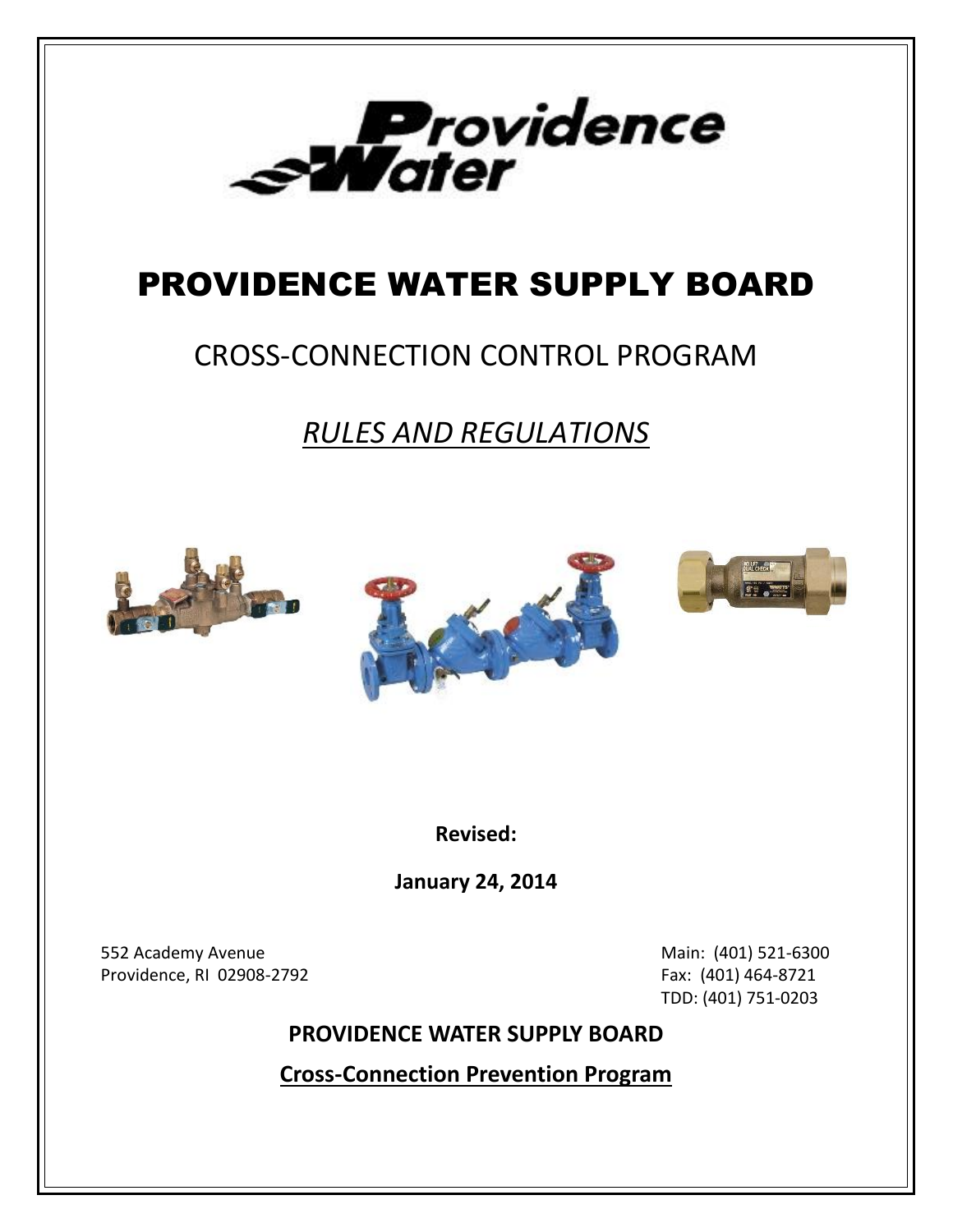Providence Water

# PROVIDENCE WATER SUPPLY BOARD

## CROSS-CONNECTION CONTROL PROGRAM

## *RULES AND REGULATIONS*

**Revised:**

**January 24, 2014**

552 Academy Avenue
Providence, RI 02908-2792

Main: (401) 521-6300
Fax: (401) 464-8721
TDD: (401) 751-0203

**PROVIDENCE WATER SUPPLY BOARD**

**Cross-Connection Prevention Program**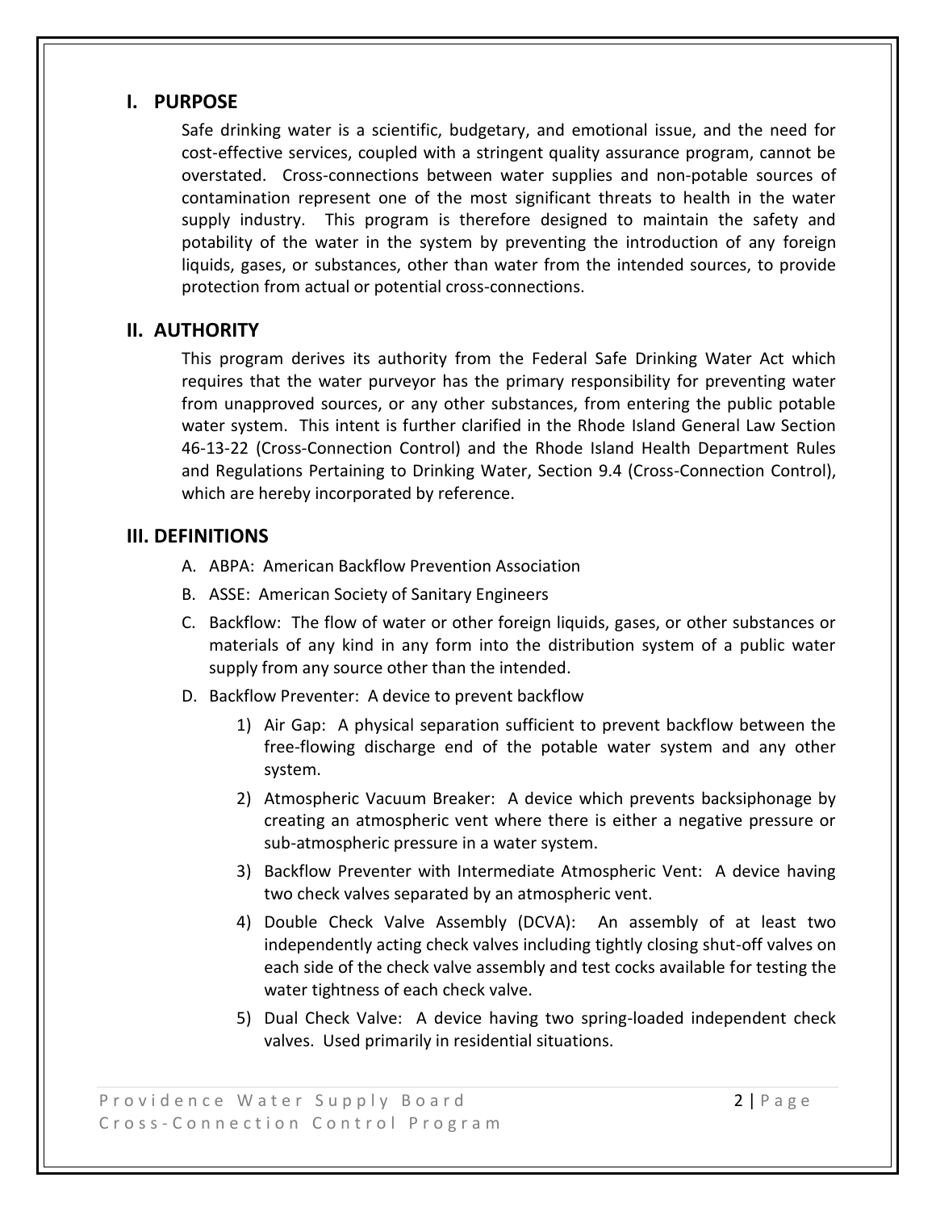## I. PURPOSE

Safe drinking water is a scientific, budgetary, and emotional issue, and the need for cost-effective services, coupled with a stringent quality assurance program, cannot be overstated. Cross-connections between water supplies and non-potable sources of contamination represent one of the most significant threats to health in the water supply industry. This program is therefore designed to maintain the safety and potability of the water in the system by preventing the introduction of any foreign liquids, gases, or substances, other than water from the intended sources, to provide protection from actual or potential cross-connections.

## II. AUTHORITY

This program derives its authority from the Federal Safe Drinking Water Act which requires that the water purveyor has the primary responsibility for preventing water from unapproved sources, or any other substances, from entering the public potable water system. This intent is further clarified in the Rhode Island General Law Section 46-13-22 (Cross-Connection Control) and the Rhode Island Health Department Rules and Regulations Pertaining to Drinking Water, Section 9.4 (Cross-Connection Control), which are hereby incorporated by reference.

## III. DEFINITIONS

A. ABPA: American Backflow Prevention Association

B. ASSE: American Society of Sanitary Engineers

C. Backflow: The flow of water or other foreign liquids, gases, or other substances or materials of any kind in any form into the distribution system of a public water supply from any source other than the intended.

D. Backflow Preventer: A device to prevent backflow

1) Air Gap: A physical separation sufficient to prevent backflow between the free-flowing discharge end of the potable water system and any other system.

2) Atmospheric Vacuum Breaker: A device which prevents backsiphonage by creating an atmospheric vent where there is either a negative pressure or sub-atmospheric pressure in a water system.

3) Backflow Preventer with Intermediate Atmospheric Vent: A device having two check valves separated by an atmospheric vent.

4) Double Check Valve Assembly (DCVA): An assembly of at least two independently acting check valves including tightly closing shut-off valves on each side of the check valve assembly and test cocks available for testing the water tightness of each check valve.

5) Dual Check Valve: A device having two spring-loaded independent check valves. Used primarily in residential situations.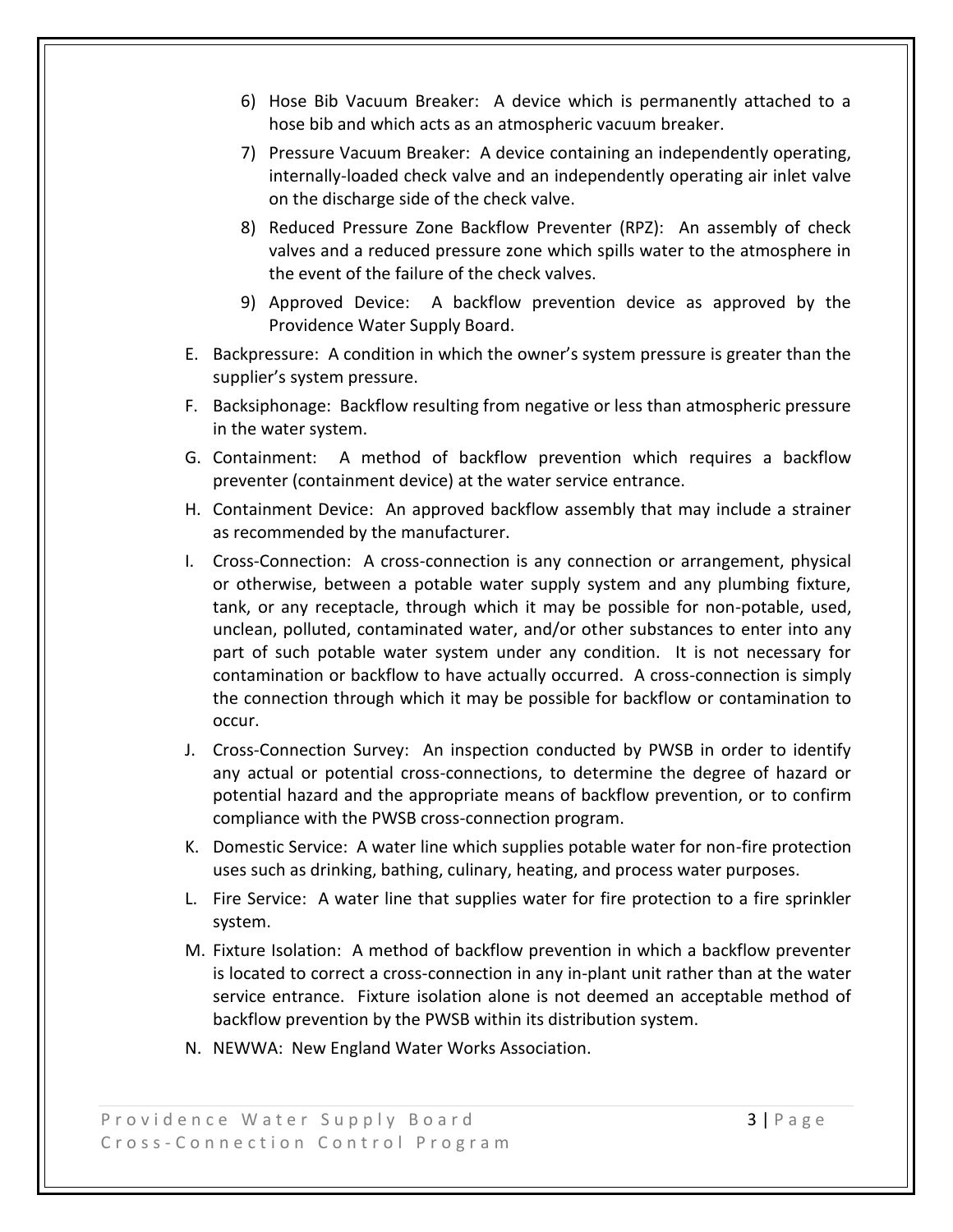6) Hose Bib Vacuum Breaker: A device which is permanently attached to a hose bib and which acts as an atmospheric vacuum breaker.
7) Pressure Vacuum Breaker: A device containing an independently operating, internally-loaded check valve and an independently operating air inlet valve on the discharge side of the check valve.
8) Reduced Pressure Zone Backflow Preventer (RPZ): An assembly of check valves and a reduced pressure zone which spills water to the atmosphere in the event of the failure of the check valves.
9) Approved Device: A backflow prevention device as approved by the Providence Water Supply Board.

E. Backpressure: A condition in which the owner's system pressure is greater than the supplier's system pressure.

F. Backsiphonage: Backflow resulting from negative or less than atmospheric pressure in the water system.

G. Containment: A method of backflow prevention which requires a backflow preventer (containment device) at the water service entrance.

H. Containment Device: An approved backflow assembly that may include a strainer as recommended by the manufacturer.

I. Cross-Connection: A cross-connection is any connection or arrangement, physical or otherwise, between a potable water supply system and any plumbing fixture, tank, or any receptacle, through which it may be possible for non-potable, used, unclean, polluted, contaminated water, and/or other substances to enter into any part of such potable water system under any condition. It is not necessary for contamination or backflow to have actually occurred. A cross-connection is simply the connection through which it may be possible for backflow or contamination to occur.

J. Cross-Connection Survey: An inspection conducted by PWSB in order to identify any actual or potential cross-connections, to determine the degree of hazard or potential hazard and the appropriate means of backflow prevention, or to confirm compliance with the PWSB cross-connection program.

K. Domestic Service: A water line which supplies potable water for non-fire protection uses such as drinking, bathing, culinary, heating, and process water purposes.

L. Fire Service: A water line that supplies water for fire protection to a fire sprinkler system.

M. Fixture Isolation: A method of backflow prevention in which a backflow preventer is located to correct a cross-connection in any in-plant unit rather than at the water service entrance. Fixture isolation alone is not deemed an acceptable method of backflow prevention by the PWSB within its distribution system.

N. NEWWA: New England Water Works Association.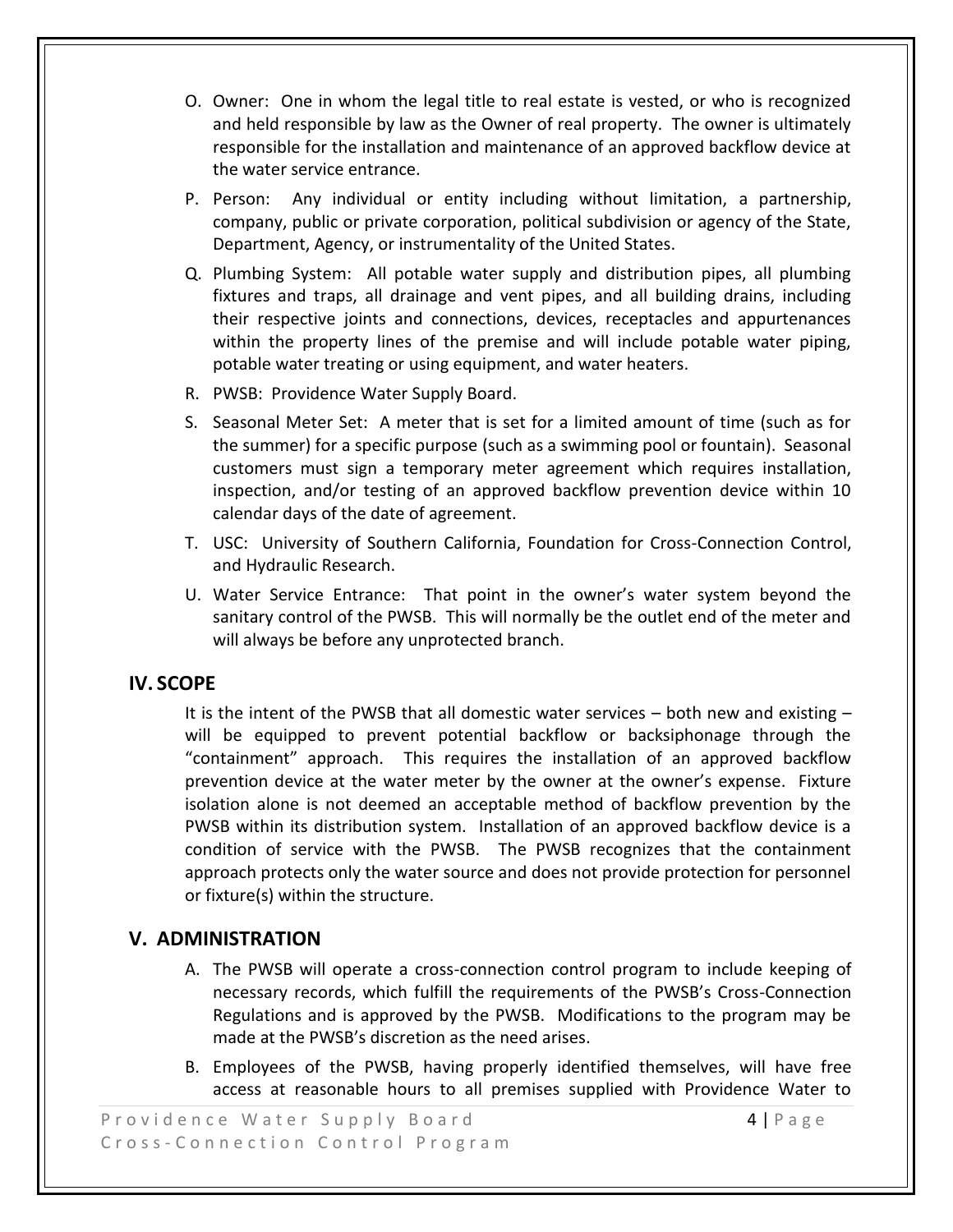O. Owner: One in whom the legal title to real estate is vested, or who is recognized and held responsible by law as the Owner of real property. The owner is ultimately responsible for the installation and maintenance of an approved backflow device at the water service entrance.

P. Person: Any individual or entity including without limitation, a partnership, company, public or private corporation, political subdivision or agency of the State, Department, Agency, or instrumentality of the United States.

Q. Plumbing System: All potable water supply and distribution pipes, all plumbing fixtures and traps, all drainage and vent pipes, and all building drains, including their respective joints and connections, devices, receptacles and appurtenances within the property lines of the premise and will include potable water piping, potable water treating or using equipment, and water heaters.

R. PWSB: Providence Water Supply Board.

S. Seasonal Meter Set: A meter that is set for a limited amount of time (such as for the summer) for a specific purpose (such as a swimming pool or fountain). Seasonal customers must sign a temporary meter agreement which requires installation, inspection, and/or testing of an approved backflow prevention device within 10 calendar days of the date of agreement.

T. USC: University of Southern California, Foundation for Cross-Connection Control, and Hydraulic Research.

U. Water Service Entrance: That point in the owner's water system beyond the sanitary control of the PWSB. This will normally be the outlet end of the meter and will always be before any unprotected branch.

## IV. SCOPE

It is the intent of the PWSB that all domestic water services – both new and existing – will be equipped to prevent potential backflow or backsiphonage through the "containment" approach. This requires the installation of an approved backflow prevention device at the water meter by the owner at the owner's expense. Fixture isolation alone is not deemed an acceptable method of backflow prevention by the PWSB within its distribution system. Installation of an approved backflow device is a condition of service with the PWSB. The PWSB recognizes that the containment approach protects only the water source and does not provide protection for personnel or fixture(s) within the structure.

## V. ADMINISTRATION

A. The PWSB will operate a cross-connection control program to include keeping of necessary records, which fulfill the requirements of the PWSB's Cross-Connection Regulations and is approved by the PWSB. Modifications to the program may be made at the PWSB's discretion as the need arises.

B. Employees of the PWSB, having properly identified themselves, will have free access at reasonable hours to all premises supplied with Providence Water to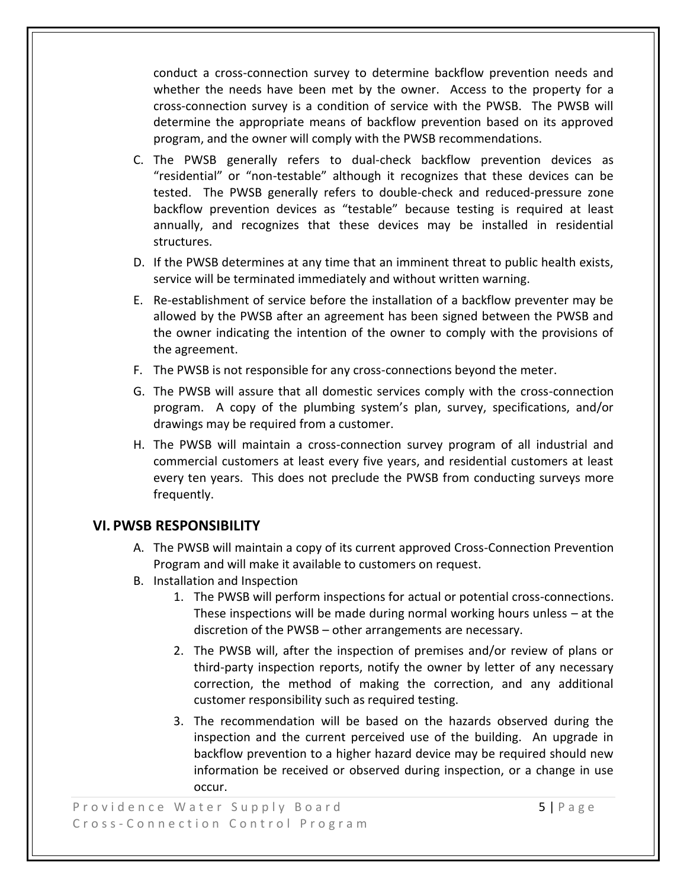conduct a cross-connection survey to determine backflow prevention needs and whether the needs have been met by the owner. Access to the property for a cross-connection survey is a condition of service with the PWSB. The PWSB will determine the appropriate means of backflow prevention based on its approved program, and the owner will comply with the PWSB recommendations.

C. The PWSB generally refers to dual-check backflow prevention devices as "residential" or "non-testable" although it recognizes that these devices can be tested. The PWSB generally refers to double-check and reduced-pressure zone backflow prevention devices as "testable" because testing is required at least annually, and recognizes that these devices may be installed in residential structures.

D. If the PWSB determines at any time that an imminent threat to public health exists, service will be terminated immediately and without written warning.

E. Re-establishment of service before the installation of a backflow preventer may be allowed by the PWSB after an agreement has been signed between the PWSB and the owner indicating the intention of the owner to comply with the provisions of the agreement.

F. The PWSB is not responsible for any cross-connections beyond the meter.

G. The PWSB will assure that all domestic services comply with the cross-connection program. A copy of the plumbing system's plan, survey, specifications, and/or drawings may be required from a customer.

H. The PWSB will maintain a cross-connection survey program of all industrial and commercial customers at least every five years, and residential customers at least every ten years. This does not preclude the PWSB from conducting surveys more frequently.

## VI. PWSB RESPONSIBILITY

A. The PWSB will maintain a copy of its current approved Cross-Connection Prevention Program and will make it available to customers on request.

B. Installation and Inspection

1. The PWSB will perform inspections for actual or potential cross-connections. These inspections will be made during normal working hours unless – at the discretion of the PWSB – other arrangements are necessary.

2. The PWSB will, after the inspection of premises and/or review of plans or third-party inspection reports, notify the owner by letter of any necessary correction, the method of making the correction, and any additional customer responsibility such as required testing.

3. The recommendation will be based on the hazards observed during the inspection and the current perceived use of the building. An upgrade in backflow prevention to a higher hazard device may be required should new information be received or observed during inspection, or a change in use occur.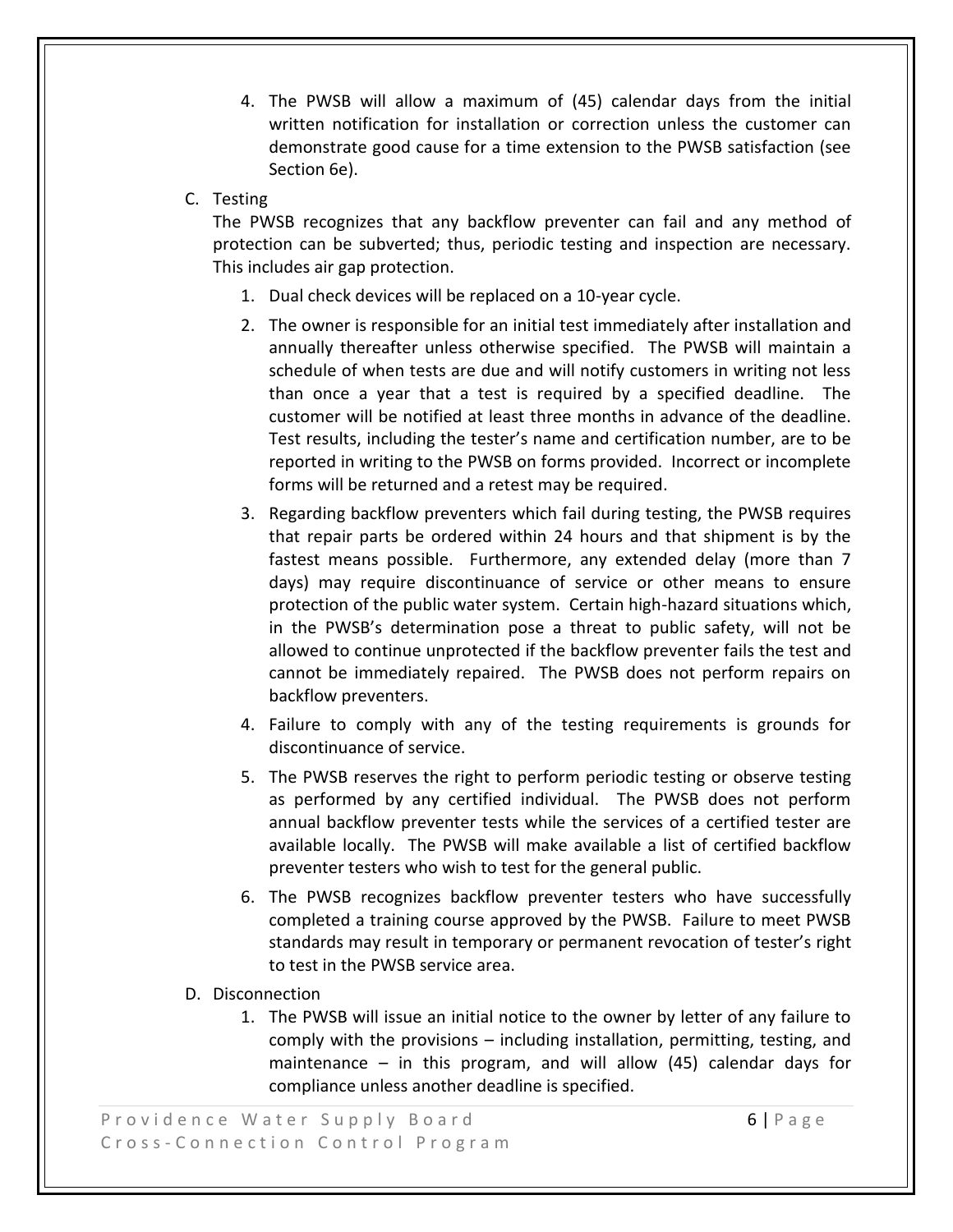4. The PWSB will allow a maximum of (45) calendar days from the initial written notification for installation or correction unless the customer can demonstrate good cause for a time extension to the PWSB satisfaction (see Section 6e).

C. Testing

The PWSB recognizes that any backflow preventer can fail and any method of protection can be subverted; thus, periodic testing and inspection are necessary. This includes air gap protection.

1. Dual check devices will be replaced on a 10-year cycle.
2. The owner is responsible for an initial test immediately after installation and annually thereafter unless otherwise specified. The PWSB will maintain a schedule of when tests are due and will notify customers in writing not less than once a year that a test is required by a specified deadline. The customer will be notified at least three months in advance of the deadline. Test results, including the tester's name and certification number, are to be reported in writing to the PWSB on forms provided. Incorrect or incomplete forms will be returned and a retest may be required.
3. Regarding backflow preventers which fail during testing, the PWSB requires that repair parts be ordered within 24 hours and that shipment is by the fastest means possible. Furthermore, any extended delay (more than 7 days) may require discontinuance of service or other means to ensure protection of the public water system. Certain high-hazard situations which, in the PWSB's determination pose a threat to public safety, will not be allowed to continue unprotected if the backflow preventer fails the test and cannot be immediately repaired. The PWSB does not perform repairs on backflow preventers.
4. Failure to comply with any of the testing requirements is grounds for discontinuance of service.
5. The PWSB reserves the right to perform periodic testing or observe testing as performed by any certified individual. The PWSB does not perform annual backflow preventer tests while the services of a certified tester are available locally. The PWSB will make available a list of certified backflow preventer testers who wish to test for the general public.
6. The PWSB recognizes backflow preventer testers who have successfully completed a training course approved by the PWSB. Failure to meet PWSB standards may result in temporary or permanent revocation of tester's right to test in the PWSB service area.

D. Disconnection

1. The PWSB will issue an initial notice to the owner by letter of any failure to comply with the provisions – including installation, permitting, testing, and maintenance – in this program, and will allow (45) calendar days for compliance unless another deadline is specified.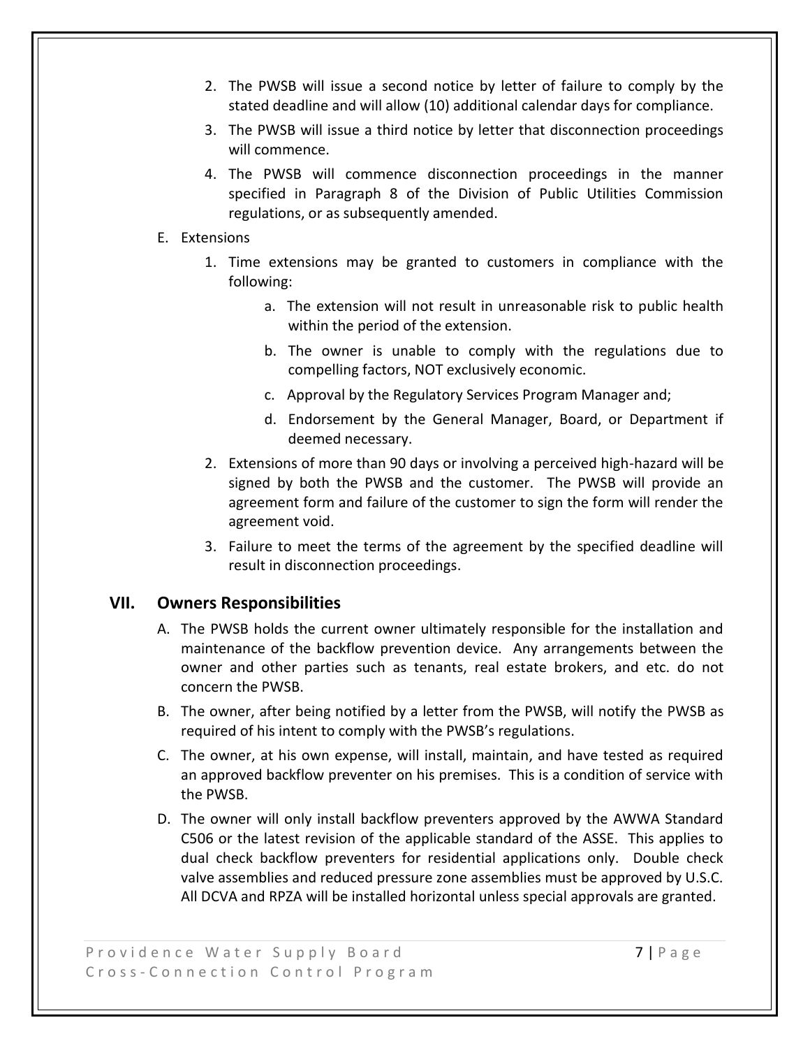2. The PWSB will issue a second notice by letter of failure to comply by the stated deadline and will allow (10) additional calendar days for compliance.
3. The PWSB will issue a third notice by letter that disconnection proceedings will commence.
4. The PWSB will commence disconnection proceedings in the manner specified in Paragraph 8 of the Division of Public Utilities Commission regulations, or as subsequently amended.

E. Extensions

1. Time extensions may be granted to customers in compliance with the following:
   a. The extension will not result in unreasonable risk to public health within the period of the extension.
   b. The owner is unable to comply with the regulations due to compelling factors, NOT exclusively economic.
   c. Approval by the Regulatory Services Program Manager and;
   d. Endorsement by the General Manager, Board, or Department if deemed necessary.
2. Extensions of more than 90 days or involving a perceived high-hazard will be signed by both the PWSB and the customer. The PWSB will provide an agreement form and failure of the customer to sign the form will render the agreement void.
3. Failure to meet the terms of the agreement by the specified deadline will result in disconnection proceedings.

## VII. Owners Responsibilities

A. The PWSB holds the current owner ultimately responsible for the installation and maintenance of the backflow prevention device. Any arrangements between the owner and other parties such as tenants, real estate brokers, and etc. do not concern the PWSB.

B. The owner, after being notified by a letter from the PWSB, will notify the PWSB as required of his intent to comply with the PWSB's regulations.

C. The owner, at his own expense, will install, maintain, and have tested as required an approved backflow preventer on his premises. This is a condition of service with the PWSB.

D. The owner will only install backflow preventers approved by the AWWA Standard C506 or the latest revision of the applicable standard of the ASSE. This applies to dual check backflow preventers for residential applications only. Double check valve assemblies and reduced pressure zone assemblies must be approved by U.S.C. All DCVA and RPZA will be installed horizontal unless special approvals are granted.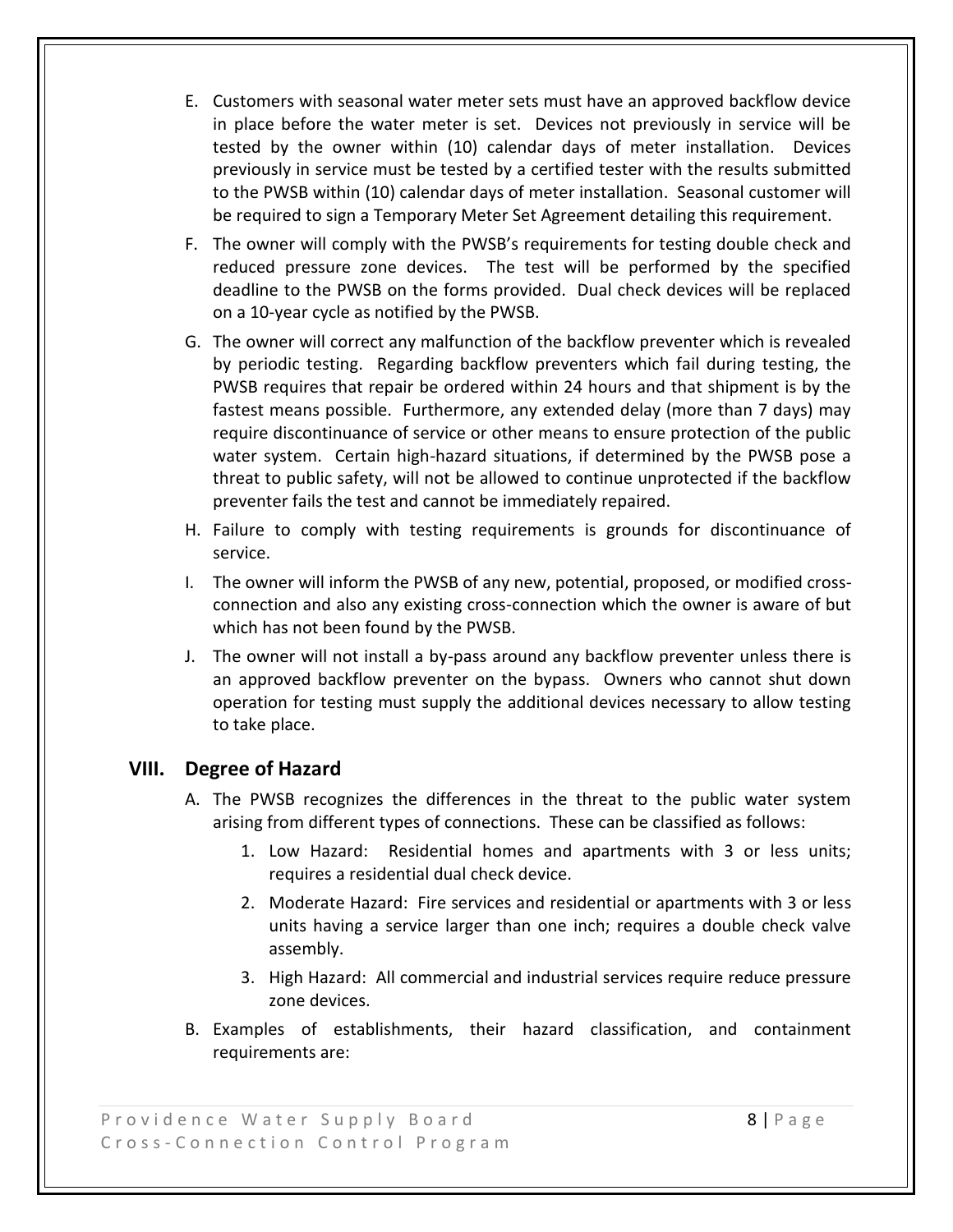E. Customers with seasonal water meter sets must have an approved backflow device in place before the water meter is set. Devices not previously in service will be tested by the owner within (10) calendar days of meter installation. Devices previously in service must be tested by a certified tester with the results submitted to the PWSB within (10) calendar days of meter installation. Seasonal customer will be required to sign a Temporary Meter Set Agreement detailing this requirement.

F. The owner will comply with the PWSB's requirements for testing double check and reduced pressure zone devices. The test will be performed by the specified deadline to the PWSB on the forms provided. Dual check devices will be replaced on a 10-year cycle as notified by the PWSB.

G. The owner will correct any malfunction of the backflow preventer which is revealed by periodic testing. Regarding backflow preventers which fail during testing, the PWSB requires that repair be ordered within 24 hours and that shipment is by the fastest means possible. Furthermore, any extended delay (more than 7 days) may require discontinuance of service or other means to ensure protection of the public water system. Certain high-hazard situations, if determined by the PWSB pose a threat to public safety, will not be allowed to continue unprotected if the backflow preventer fails the test and cannot be immediately repaired.

H. Failure to comply with testing requirements is grounds for discontinuance of service.

I. The owner will inform the PWSB of any new, potential, proposed, or modified cross-connection and also any existing cross-connection which the owner is aware of but which has not been found by the PWSB.

J. The owner will not install a by-pass around any backflow preventer unless there is an approved backflow preventer on the bypass. Owners who cannot shut down operation for testing must supply the additional devices necessary to allow testing to take place.

## VIII. Degree of Hazard

A. The PWSB recognizes the differences in the threat to the public water system arising from different types of connections. These can be classified as follows:

1. Low Hazard: Residential homes and apartments with 3 or less units; requires a residential dual check device.
2. Moderate Hazard: Fire services and residential or apartments with 3 or less units having a service larger than one inch; requires a double check valve assembly.
3. High Hazard: All commercial and industrial services require reduce pressure zone devices.

B. Examples of establishments, their hazard classification, and containment requirements are: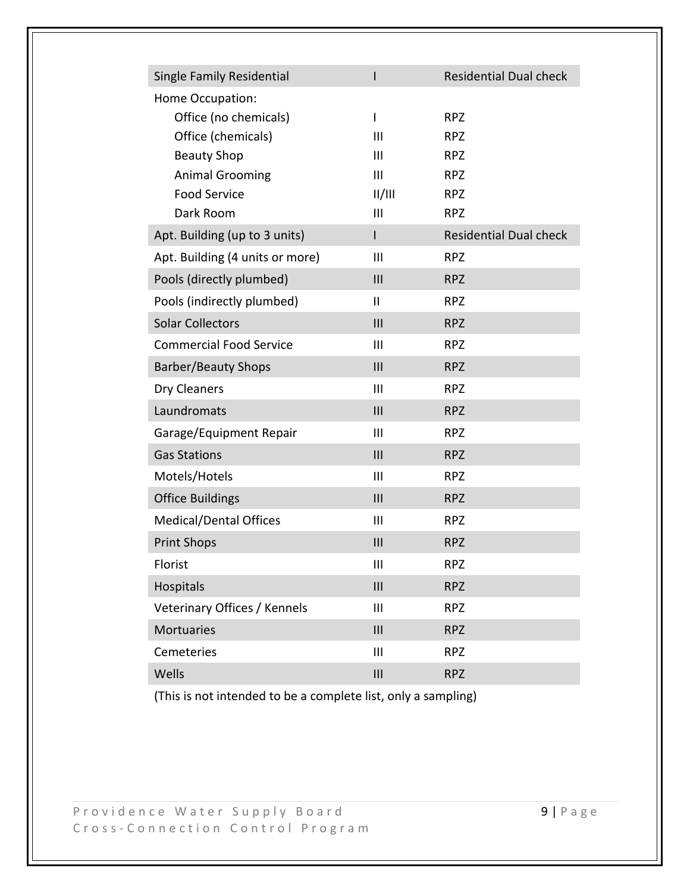| | | |
|---|---|---|
| Single Family Residential | I | Residential Dual check |
| Home Occupation: | | |
| Office (no chemicals) | I | RPZ |
| Office (chemicals) | III | RPZ |
| Beauty Shop | III | RPZ |
| Animal Grooming | III | RPZ |
| Food Service | II/III | RPZ |
| Dark Room | III | RPZ |
| Apt. Building (up to 3 units) | I | Residential Dual check |
| Apt. Building (4 units or more) | III | RPZ |
| Pools (directly plumbed) | III | RPZ |
| Pools (indirectly plumbed) | II | RPZ |
| Solar Collectors | III | RPZ |
| Commercial Food Service | III | RPZ |
| Barber/Beauty Shops | III | RPZ |
| Dry Cleaners | III | RPZ |
| Laundromats | III | RPZ |
| Garage/Equipment Repair | III | RPZ |
| Gas Stations | III | RPZ |
| Motels/Hotels | III | RPZ |
| Office Buildings | III | RPZ |
| Medical/Dental Offices | III | RPZ |
| Print Shops | III | RPZ |
| Florist | III | RPZ |
| Hospitals | III | RPZ |
| Veterinary Offices / Kennels | III | RPZ |
| Mortuaries | III | RPZ |
| Cemeteries | III | RPZ |
| Wells | III | RPZ |

(This is not intended to be a complete list, only a sampling)